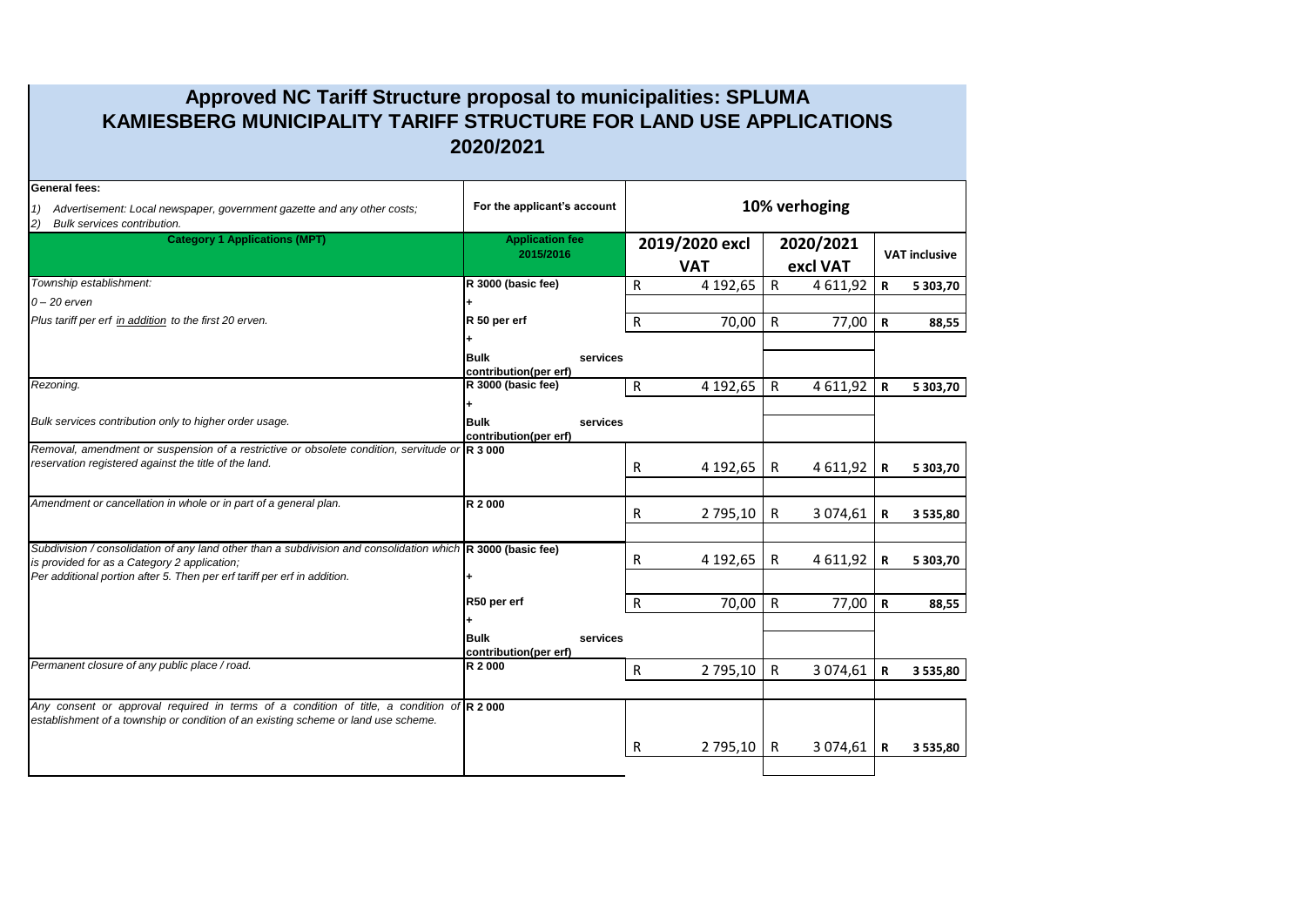# Approved NC Tariff Structure proposal to municipalities: SPLUMA
# KAMIESBERG MUNICIPALITY TARIFF STRUCTURE FOR LAND USE APPLICATIONS
# 2020/2021

| **General fees:**<br>*1) Advertisement: Local newspaper, government gazette and any other costs;*<br>*2) Bulk services contribution.* | **For the applicant's account** | **10% verhoging** | | |
|---|---|---|---|---|
| **Category 1 Applications (MPT)** | **Application fee 2015/2016** | **2019/2020 excl VAT** | **2020/2021 excl VAT** | **VAT inclusive** |
| *Township establishment:* | **R 3000 (basic fee)** | R 4 192,65 | R 4 611,92 | **R 5 303,70** |
| *0 – 20 erven* | **+** | | | |
| *Plus tariff per erf in addition to the first 20 erven.* | **R 50 per erf** | R 70,00 | R 77,00 | **R 88,55** |
| | **+** | | | |
| | **Bulk services contribution(per erf)** | | | |
| *Rezoning.* | **R 3000 (basic fee)** | R 4 192,65 | R 4 611,92 | **R 5 303,70** |
| | **+** | | | |
| *Bulk services contribution only to higher order usage.* | **Bulk services contribution(per erf)** | | | |
| *Removal, amendment or suspension of a restrictive or obsolete condition, servitude or reservation registered against the title of the land.* | **R 3 000** | R 4 192,65 | R 4 611,92 | **R 5 303,70** |
| *Amendment or cancellation in whole or in part of a general plan.* | **R 2 000** | R 2 795,10 | R 3 074,61 | **R 3 535,80** |
| *Subdivision / consolidation of any land other than a subdivision and consolidation which is provided for as a Category 2 application;* | **R 3000 (basic fee)** | R 4 192,65 | R 4 611,92 | **R 5 303,70** |
| *Per additional portion after 5. Then per erf tariff per erf in addition.* | **+** | | | |
| | **R50 per erf** | R 70,00 | R 77,00 | **R 88,55** |
| | **+** | | | |
| | **Bulk services contribution(per erf)** | | | |
| *Permanent closure of any public place / road.* | **R 2 000** | R 2 795,10 | R 3 074,61 | **R 3 535,80** |
| *Any consent or approval required in terms of a condition of title, a condition of establishment of a township or condition of an existing scheme or land use scheme.* | **R 2 000** | R 2 795,10 | R 3 074,61 | **R 3 535,80** |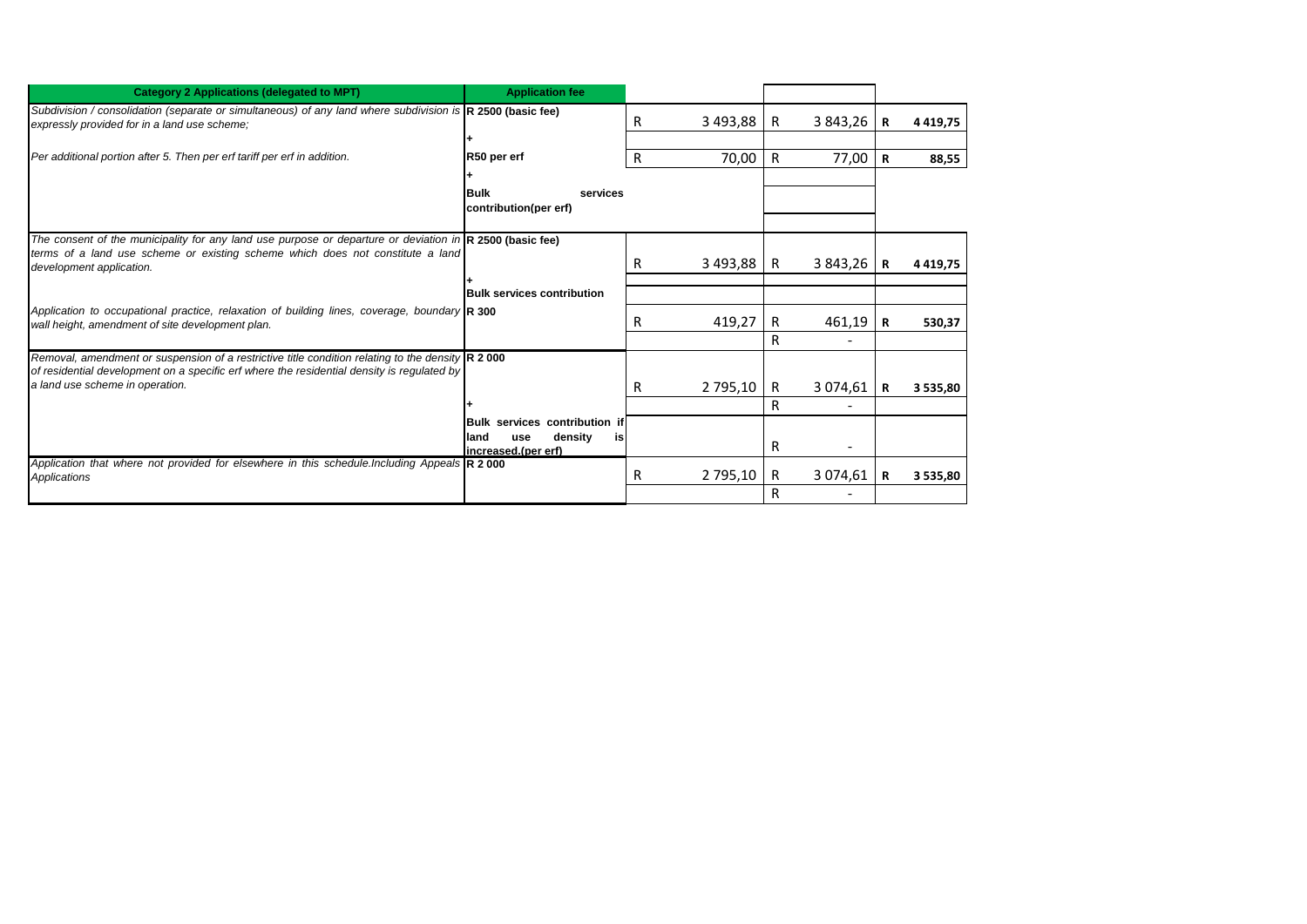| Category 2 Applications (delegated to MPT) | Application fee | | | |
|---|---|---|---|---|
| *Subdivision / consolidation (separate or simultaneous) of any land where subdivision is expressly provided for in a land use scheme;* | **R 2500 (basic fee)** | R 3 493,88 | R 3 843,26 | **R 4 419,75** |
| | **+** | | | |
| *Per additional portion after 5. Then per erf tariff per erf in addition.* | **R50 per erf** | R 70,00 | R 77,00 | **R 88,55** |
| | **+** | | | |
| | **Bulk services contribution(per erf)** | | | |
| | | | | |
| *The consent of the municipality for any land use purpose or departure or deviation in terms of a land use scheme or existing scheme which does not constitute a land development application.* | **R 2500 (basic fee)** | R 3 493,88 | R 3 843,26 | **R 4 419,75** |
| | **+** **Bulk services contribution** | | | |
| *Application to occupational practice, relaxation of building lines, coverage, boundary wall height, amendment of site development plan.* | **R 300** | R 419,27 | R 461,19 | **R 530,37** |
| | | | R - | |
| *Removal, amendment or suspension of a restrictive title condition relating to the density of residential development on a specific erf where the residential density is regulated by a land use scheme in operation.* | **R 2 000** | R 2 795,10 | R 3 074,61 | **R 3 535,80** |
| | **+** | | R - | |
| | **Bulk services contribution if land use density is increased.(per erf)** | | R - | |
| *Application that where not provided for elsewhere in this schedule.Including Appeals Applications* | **R 2 000** | R 2 795,10 | R 3 074,61 | **R 3 535,80** |
| | | | R - | |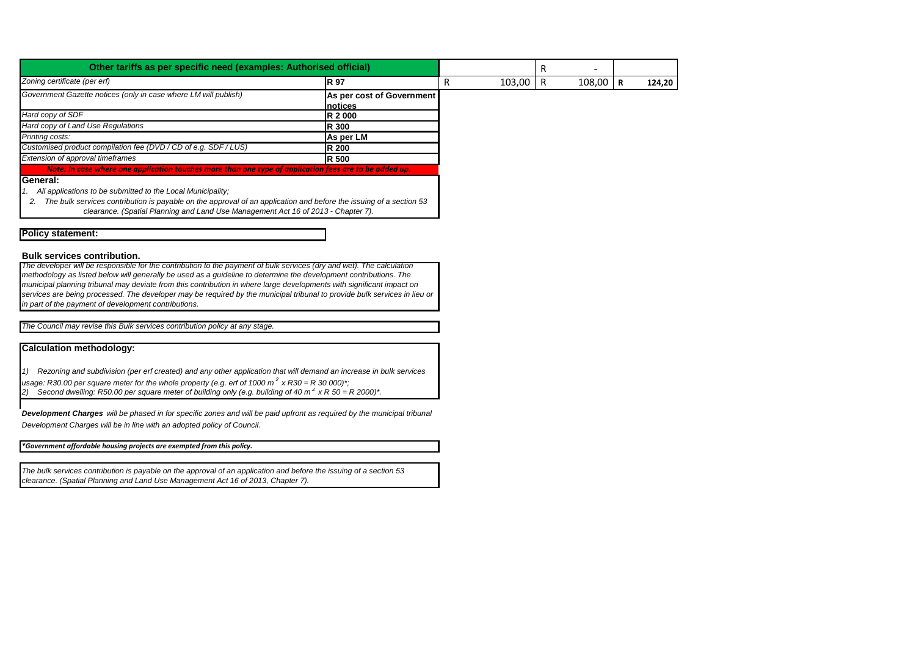| Other tariffs as per specific need (examples: Authorised official) | | | | |
|---|---|---|---|---|
| | | | R - | |
| *Zoning certificate (per erf)* | **R 97** | R 103,00 | R 108,00 | **R 124,20** |
| *Government Gazette notices (only in case where LM will publish)* | **As per cost of Government notices** | | | |
| *Hard copy of SDF* | **R 2 000** | | | |
| *Hard copy of Land Use Regulations* | **R 300** | | | |
| *Printing costs:* | **As per LM** | | | |
| *Customised product compilation fee (DVD / CD of e.g. SDF / LUS)* | **R 200** | | | |
| *Extension of approval timeframes* | **R 500** | | | |

***Note: In case where one application touches more than one type of application fees are to be added up.***

**General:**

1. *All applications to be submitted to the Local Municipality;*
2. *The bulk services contribution is payable on the approval of an application and before the issuing of a section 53 clearance. (Spatial Planning and Land Use Management Act 16 of 2013 - Chapter 7).*

**Policy statement:**

**Bulk services contribution.**

*The developer will be responsible for the contribution to the payment of bulk services (dry and wet). The calculation methodology as listed below will generally be used as a guideline to determine the development contributions. The municipal planning tribunal may deviate from this contribution in where large developments with significant impact on services are being processed. The developer may be required by the municipal tribunal to provide bulk services in lieu or in part of the payment of development contributions.*

*The Council may revise this Bulk services contribution policy at any stage.*

**Calculation methodology:**

*1) Rezoning and subdivision (per erf created) and any other application that will demand an increase in bulk services usage: R30.00 per square meter for the whole property (e.g. erf of 1000 $m^2$ x R30 = R 30 000)\*;*

*2) Second dwelling: R50.00 per square meter of building only (e.g. building of 40 $m^2$ x R 50 = R 2000)\*.*

***Development Charges*** *will be phased in for specific zones and will be paid upfront as required by the municipal tribunal*

*Development Charges will be in line with an adopted policy of Council.*

***\*Government affordable housing projects are exempted from this policy.***

*The bulk services contribution is payable on the approval of an application and before the issuing of a section 53 clearance. (Spatial Planning and Land Use Management Act 16 of 2013, Chapter 7).*